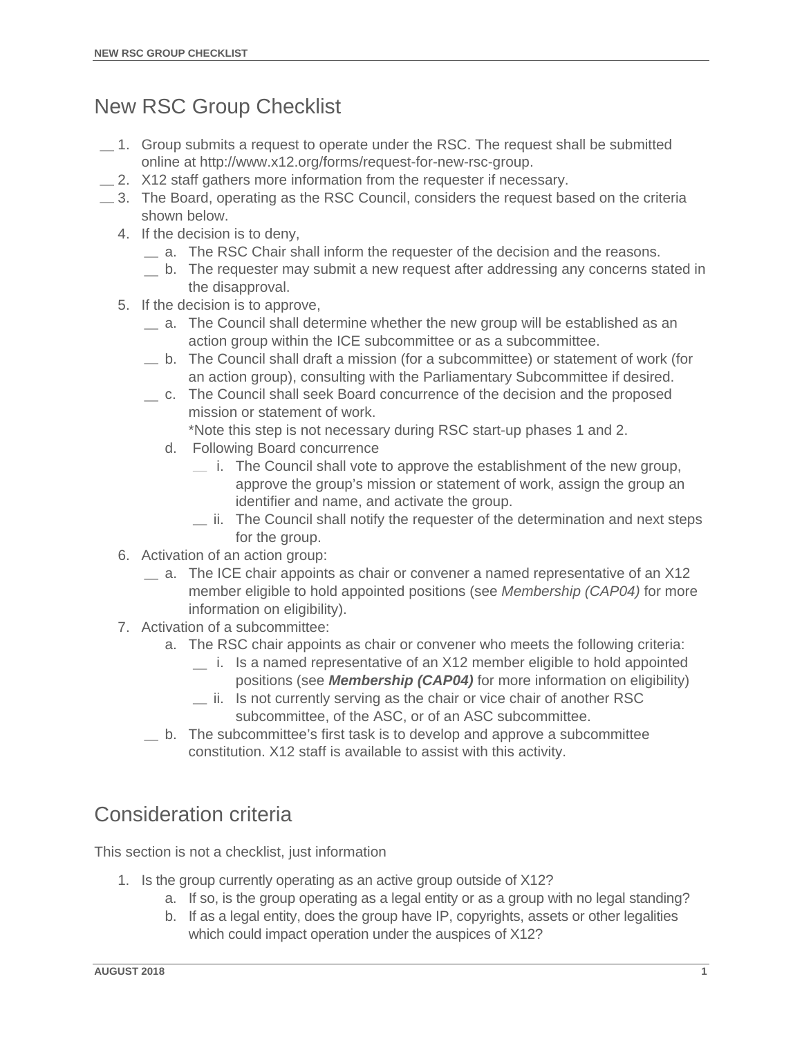# New RSC Group Checklist

__ 1. Group submits a request to operate under the RSC. The request shall be submitted online at http://www.x12.org/forms/request-for-new-rsc-group.

__ 2. X12 staff gathers more information from the requester if necessary.

__ 3. The Board, operating as the RSC Council, considers the request based on the criteria shown below.

4. If the decision is to deny,
   - __ a. The RSC Chair shall inform the requester of the decision and the reasons.
   - __ b. The requester may submit a new request after addressing any concerns stated in the disapproval.
5. If the decision is to approve,
   - __ a. The Council shall determine whether the new group will be established as an action group within the ICE subcommittee or as a subcommittee.
   - __ b. The Council shall draft a mission (for a subcommittee) or statement of work (for an action group), consulting with the Parliamentary Subcommittee if desired.
   - __ c. The Council shall seek Board concurrence of the decision and the proposed mission or statement of work.
     *Note this step is not necessary during RSC start-up phases 1 and 2.
   - d. Following Board concurrence
     - __ i. The Council shall vote to approve the establishment of the new group, approve the group's mission or statement of work, assign the group an identifier and name, and activate the group.
     - __ ii. The Council shall notify the requester of the determination and next steps for the group.
6. Activation of an action group:
   - __ a. The ICE chair appoints as chair or convener a named representative of an X12 member eligible to hold appointed positions (see *Membership (CAP04)* for more information on eligibility).
7. Activation of a subcommittee:
   - a. The RSC chair appoints as chair or convener who meets the following criteria:
     - __ i. Is a named representative of an X12 member eligible to hold appointed positions (see ***Membership (CAP04)*** for more information on eligibility)
     - __ ii. Is not currently serving as the chair or vice chair of another RSC subcommittee, of the ASC, or of an ASC subcommittee.
   - __ b. The subcommittee's first task is to develop and approve a subcommittee constitution. X12 staff is available to assist with this activity.

# Consideration criteria

This section is not a checklist, just information

1. Is the group currently operating as an active group outside of X12?
   - a. If so, is the group operating as a legal entity or as a group with no legal standing?
   - b. If as a legal entity, does the group have IP, copyrights, assets or other legalities which could impact operation under the auspices of X12?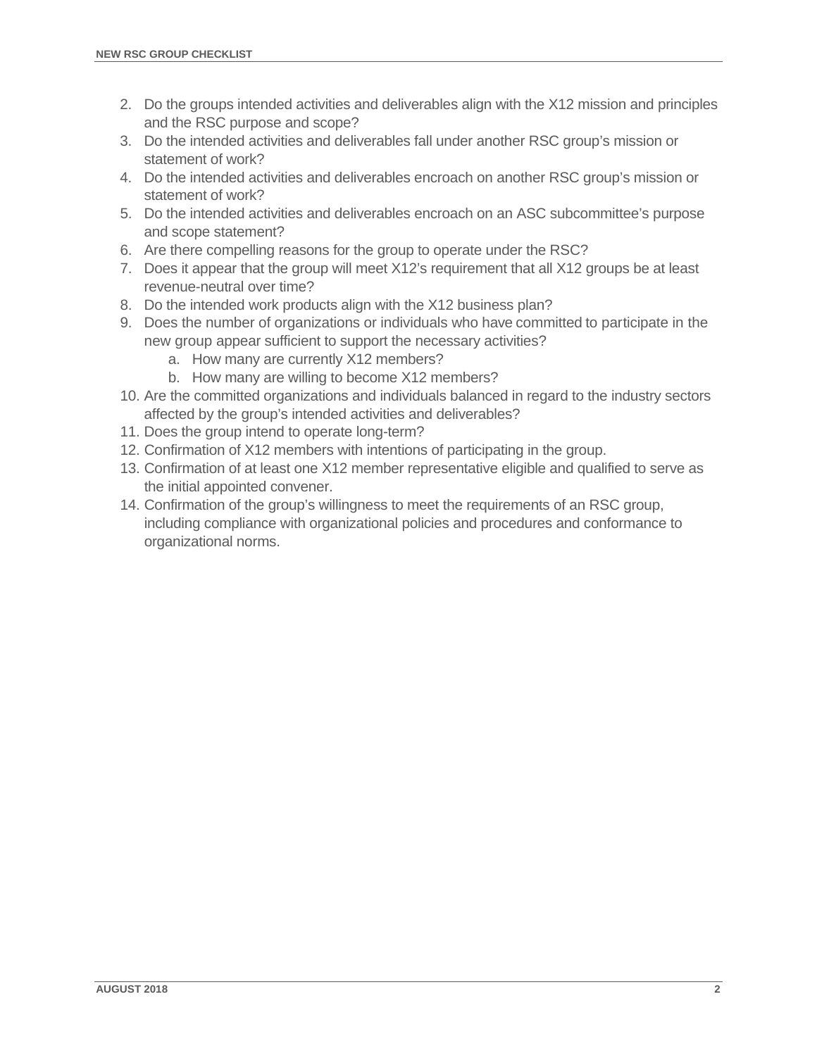2. Do the groups intended activities and deliverables align with the X12 mission and principles and the RSC purpose and scope?
3. Do the intended activities and deliverables fall under another RSC group's mission or statement of work?
4. Do the intended activities and deliverables encroach on another RSC group's mission or statement of work?
5. Do the intended activities and deliverables encroach on an ASC subcommittee's purpose and scope statement?
6. Are there compelling reasons for the group to operate under the RSC?
7. Does it appear that the group will meet X12's requirement that all X12 groups be at least revenue-neutral over time?
8. Do the intended work products align with the X12 business plan?
9. Does the number of organizations or individuals who have committed to participate in the new group appear sufficient to support the necessary activities?
   a. How many are currently X12 members?
   b. How many are willing to become X12 members?
10. Are the committed organizations and individuals balanced in regard to the industry sectors affected by the group's intended activities and deliverables?
11. Does the group intend to operate long-term?
12. Confirmation of X12 members with intentions of participating in the group.
13. Confirmation of at least one X12 member representative eligible and qualified to serve as the initial appointed convener.
14. Confirmation of the group's willingness to meet the requirements of an RSC group, including compliance with organizational policies and procedures and conformance to organizational norms.